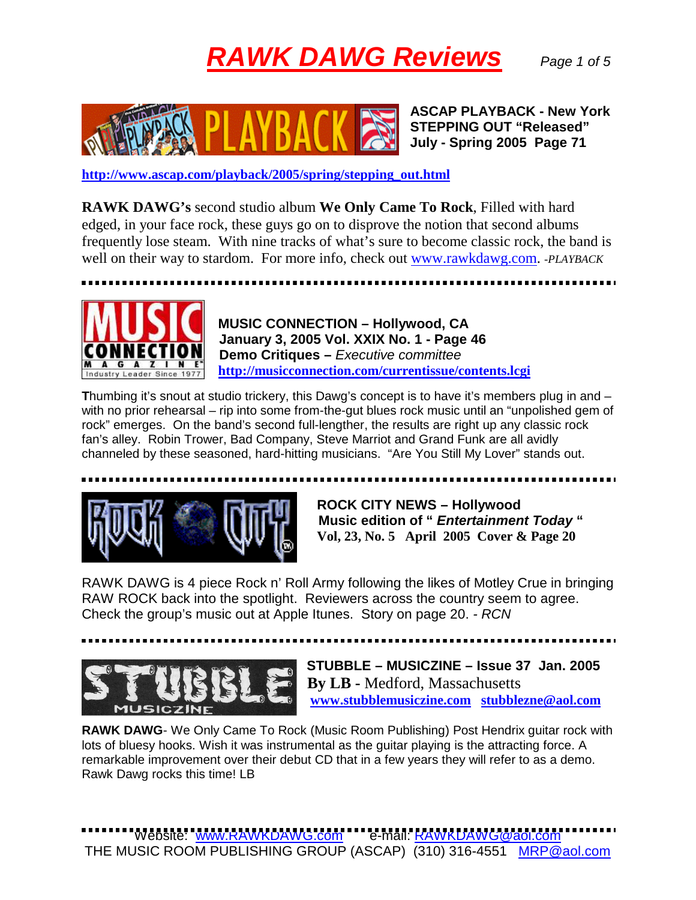# RAWK DAWG Reviews

**ASCAP PLAYBACK - New York**
**STEPPING OUT "Released"**
**July - Spring 2005 Page 71**

http://www.ascap.com/playback/2005/spring/stepping_out.html

**RAWK DAWG's** second studio album **We Only Came To Rock**, Filled with hard edged, in your face rock, these guys go on to disprove the notion that second albums frequently lose steam. With nine tracks of what's sure to become classic rock, the band is well on their way to stardom. For more info, check out www.rawkdawg.com. *-PLAYBACK*

---

**MUSIC CONNECTION – Hollywood, CA**
**January 3, 2005 Vol. XXIX No. 1 - Page 46**
**Demo Critiques –** *Executive committee*
http://musicconnection.com/currentissue/contents.lcgi

**T**humbing it's snout at studio trickery, this Dawg's concept is to have it's members plug in and – with no prior rehearsal – rip into some from-the-gut blues rock music until an "unpolished gem of rock" emerges. On the band's second full-lengther, the results are right up any classic rock fan's alley. Robin Trower, Bad Company, Steve Marriot and Grand Funk are all avidly channeled by these seasoned, hard-hitting musicians. "Are You Still My Lover" stands out.

---

**ROCK CITY NEWS – Hollywood**
**Music edition of "** ***Entertainment Today*** **"**
**Vol, 23, No. 5 April 2005 Cover & Page 20**

RAWK DAWG is 4 piece Rock n' Roll Army following the likes of Motley Crue in bringing RAW ROCK back into the spotlight. Reviewers across the country seem to agree. Check the group's music out at Apple Itunes. Story on page 20. - *RCN*

---

**STUBBLE – MUSICZINE – Issue 37 Jan. 2005**
**By LB -** Medford, Massachusetts
www.stubblemusiczine.com stubblezne@aol.com

**RAWK DAWG**- We Only Came To Rock (Music Room Publishing) Post Hendrix guitar rock with lots of bluesy hooks. Wish it was instrumental as the guitar playing is the attracting force. A remarkable improvement over their debut CD that in a few years they will refer to as a demo. Rawk Dawg rocks this time! LB

---

Website: www.RAWKDAWG.com e-mail: RAWKDAWG@aol.com
THE MUSIC ROOM PUBLISHING GROUP (ASCAP) (310) 316-4551 MRP@aol.com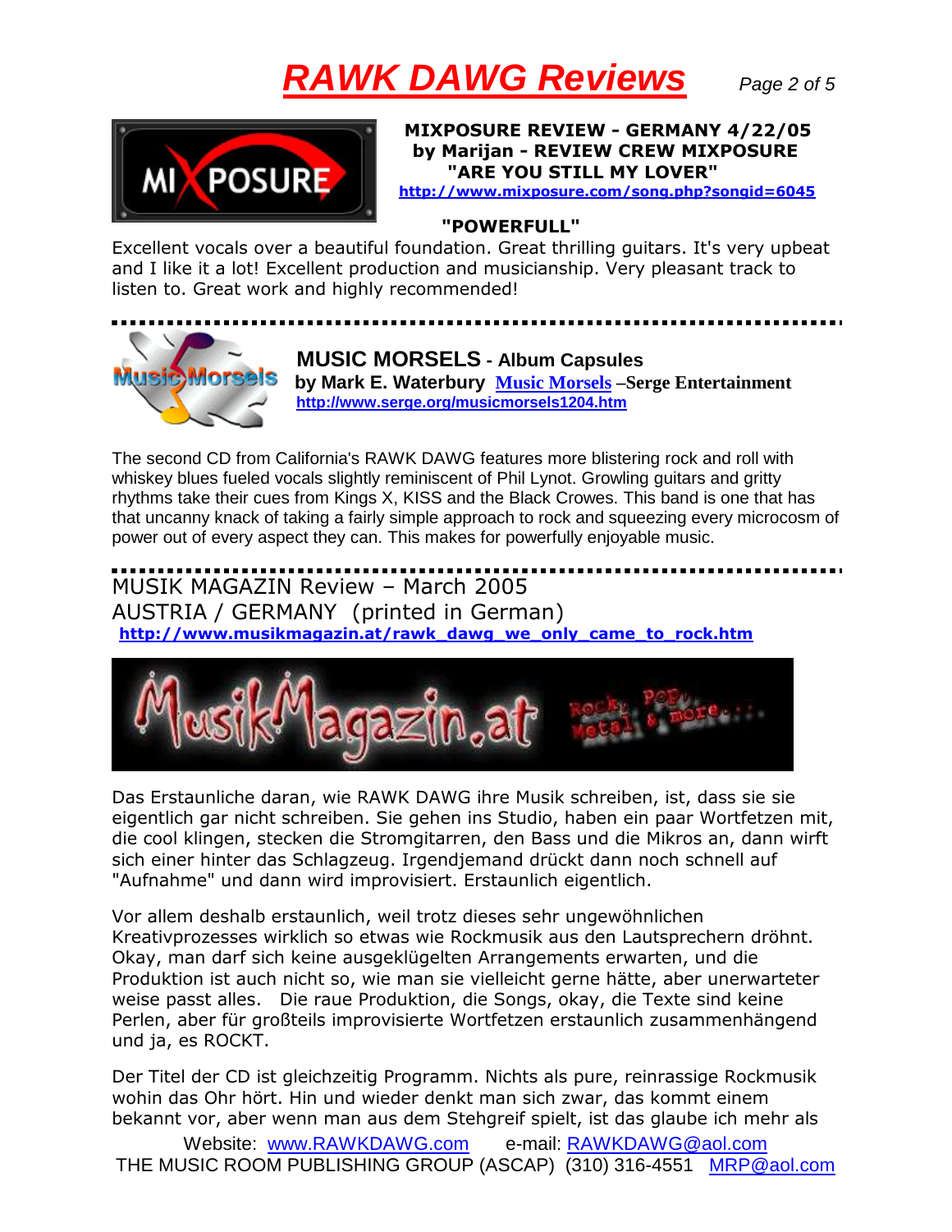## MIXPOSURE REVIEW - GERMANY 4/22/05

**by Marijan - REVIEW CREW MIXPOSURE**

**"ARE YOU STILL MY LOVER"**

http://www.mixposure.com/song.php?songid=6045

**"POWERFULL"**

Excellent vocals over a beautiful foundation. Great thrilling guitars. It's very upbeat and I like it a lot! Excellent production and musicianship. Very pleasant track to listen to. Great work and highly recommended!

---

## MUSIC MORSELS - Album Capsules

**by Mark E. Waterbury Music Morsels –Serge Entertainment**

http://www.serge.org/musicmorsels1204.htm

The second CD from California's RAWK DAWG features more blistering rock and roll with whiskey blues fueled vocals slightly reminiscent of Phil Lynot. Growling guitars and gritty rhythms take their cues from Kings X, KISS and the Black Crowes. This band is one that has that uncanny knack of taking a fairly simple approach to rock and squeezing every microcosm of power out of every aspect they can. This makes for powerfully enjoyable music.

---

## MUSIK MAGAZIN Review – March 2005
## AUSTRIA / GERMANY (printed in German)

http://www.musikmagazin.at/rawk_dawg_we_only_came_to_rock.htm

Das Erstaunliche daran, wie RAWK DAWG ihre Musik schreiben, ist, dass sie sie eigentlich gar nicht schreiben. Sie gehen ins Studio, haben ein paar Wortfetzen mit, die cool klingen, stecken die Stromgitarren, den Bass und die Mikros an, dann wirft sich einer hinter das Schlagzeug. Irgendjemand drückt dann noch schnell auf "Aufnahme" und dann wird improvisiert. Erstaunlich eigentlich.

Vor allem deshalb erstaunlich, weil trotz dieses sehr ungewöhnlichen Kreativprozesses wirklich so etwas wie Rockmusik aus den Lautsprechern dröhnt. Okay, man darf sich keine ausgeklügelten Arrangements erwarten, und die Produktion ist auch nicht so, wie man sie vielleicht gerne hätte, aber unerwarteter weise passt alles. Die raue Produktion, die Songs, okay, die Texte sind keine Perlen, aber für großteils improvisierte Wortfetzen erstaunlich zusammenhängend und ja, es ROCKT.

Der Titel der CD ist gleichzeitig Programm. Nichts als pure, reinrassige Rockmusik wohin das Ohr hört. Hin und wieder denkt man sich zwar, das kommt einem bekannt vor, aber wenn man aus dem Stehgreif spielt, ist das glaube ich mehr als

Website: www.RAWKDAWG.com e-mail: RAWKDAWG@aol.com
THE MUSIC ROOM PUBLISHING GROUP (ASCAP) (310) 316-4551 MRP@aol.com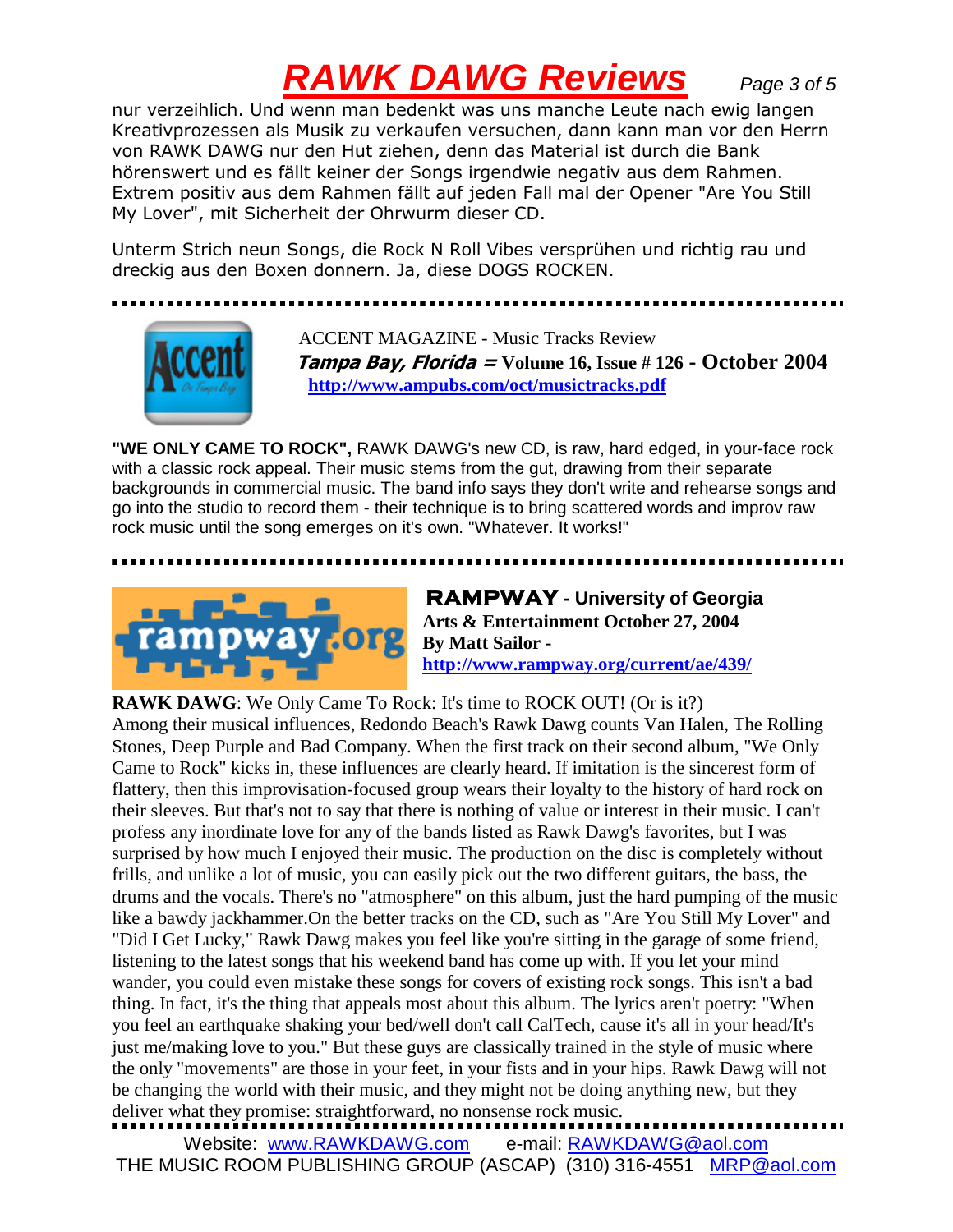nur verzeihlich. Und wenn man bedenkt was uns manche Leute nach ewig langen Kreativprozessen als Musik zu verkaufen versuchen, dann kann man vor den Herrn von RAWK DAWG nur den Hut ziehen, denn das Material ist durch die Bank hörenswert und es fällt keiner der Songs irgendwie negativ aus dem Rahmen. Extrem positiv aus dem Rahmen fällt auf jeden Fall mal der Opener "Are You Still My Lover", mit Sicherheit der Ohrwurm dieser CD.

Unterm Strich neun Songs, die Rock N Roll Vibes versprühen und richtig rau und dreckig aus den Boxen donnern. Ja, diese DOGS ROCKEN.

---

ACCENT MAGAZINE - Music Tracks Review
***Tampa Bay, Florida* = Volume 16, Issue # 126 - October 2004**
**http://www.ampubs.com/oct/musictracks.pdf**

**"WE ONLY CAME TO ROCK",** RAWK DAWG's new CD, is raw, hard edged, in your-face rock with a classic rock appeal. Their music stems from the gut, drawing from their separate backgrounds in commercial music. The band info says they don't write and rehearse songs and go into the studio to record them - their technique is to bring scattered words and improv raw rock music until the song emerges on it's own. "Whatever. It works!"

---

**RAMPWAY - University of Georgia**
**Arts & Entertainment October 27, 2004**
**By Matt Sailor -**
**http://www.rampway.org/current/ae/439/**

**RAWK DAWG**: We Only Came To Rock: It's time to ROCK OUT! (Or is it?)
Among their musical influences, Redondo Beach's Rawk Dawg counts Van Halen, The Rolling Stones, Deep Purple and Bad Company. When the first track on their second album, "We Only Came to Rock" kicks in, these influences are clearly heard. If imitation is the sincerest form of flattery, then this improvisation-focused group wears their loyalty to the history of hard rock on their sleeves. But that's not to say that there is nothing of value or interest in their music. I can't profess any inordinate love for any of the bands listed as Rawk Dawg's favorites, but I was surprised by how much I enjoyed their music. The production on the disc is completely without frills, and unlike a lot of music, you can easily pick out the two different guitars, the bass, the drums and the vocals. There's no "atmosphere" on this album, just the hard pumping of the music like a bawdy jackhammer.On the better tracks on the CD, such as "Are You Still My Lover" and "Did I Get Lucky," Rawk Dawg makes you feel like you're sitting in the garage of some friend, listening to the latest songs that his weekend band has come up with. If you let your mind wander, you could even mistake these songs for covers of existing rock songs. This isn't a bad thing. In fact, it's the thing that appeals most about this album. The lyrics aren't poetry: "When you feel an earthquake shaking your bed/well don't call CalTech, cause it's all in your head/It's just me/making love to you." But these guys are classically trained in the style of music where the only "movements" are those in your feet, in your fists and in your hips. Rawk Dawg will not be changing the world with their music, and they might not be doing anything new, but they deliver what they promise: straightforward, no nonsense rock music.

---

Website: www.RAWKDAWG.com e-mail: RAWKDAWG@aol.com
THE MUSIC ROOM PUBLISHING GROUP (ASCAP) (310) 316-4551 MRP@aol.com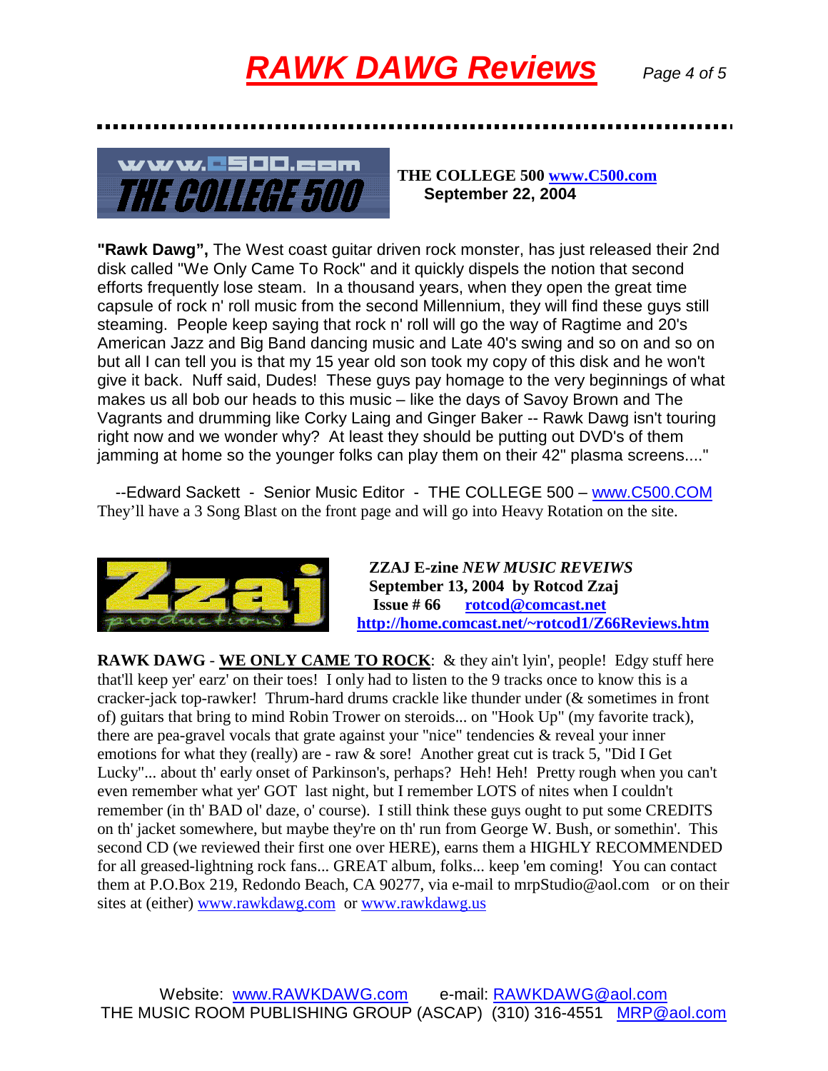**THE COLLEGE 500 www.C500.com**
**September 22, 2004**

**"Rawk Dawg",** The West coast guitar driven rock monster, has just released their 2nd disk called "We Only Came To Rock" and it quickly dispels the notion that second efforts frequently lose steam. In a thousand years, when they open the great time capsule of rock n' roll music from the second Millennium, they will find these guys still steaming. People keep saying that rock n' roll will go the way of Ragtime and 20's American Jazz and Big Band dancing music and Late 40's swing and so on and so on but all I can tell you is that my 15 year old son took my copy of this disk and he won't give it back. Nuff said, Dudes! These guys pay homage to the very beginnings of what makes us all bob our heads to this music – like the days of Savoy Brown and The Vagrants and drumming like Corky Laing and Ginger Baker -- Rawk Dawg isn't touring right now and we wonder why? At least they should be putting out DVD's of them jamming at home so the younger folks can play them on their 42" plasma screens...."

--Edward Sackett - Senior Music Editor - THE COLLEGE 500 – www.C500.COM
They'll have a 3 Song Blast on the front page and will go into Heavy Rotation on the site.

**ZZAJ E-zine *NEW MUSIC REVEIWS***
**September 13, 2004 by Rotcod Zzaj**
**Issue # 66 rotcod@comcast.net**
**http://home.comcast.net/~rotcod1/Z66Reviews.htm**

**RAWK DAWG** - **WE ONLY CAME TO ROCK**: & they ain't lyin', people! Edgy stuff here that'll keep yer' earz' on their toes! I only had to listen to the 9 tracks once to know this is a cracker-jack top-rawker! Thrum-hard drums crackle like thunder under (& sometimes in front of) guitars that bring to mind Robin Trower on steroids... on "Hook Up" (my favorite track), there are pea-gravel vocals that grate against your "nice" tendencies & reveal your inner emotions for what they (really) are - raw & sore! Another great cut is track 5, "Did I Get Lucky"... about th' early onset of Parkinson's, perhaps? Heh! Heh! Pretty rough when you can't even remember what yer' GOT last night, but I remember LOTS of nites when I couldn't remember (in th' BAD ol' daze, o' course). I still think these guys ought to put some CREDITS on th' jacket somewhere, but maybe they're on th' run from George W. Bush, or somethin'. This second CD (we reviewed their first one over HERE), earns them a HIGHLY RECOMMENDED for all greased-lightning rock fans... GREAT album, folks... keep 'em coming! You can contact them at P.O.Box 219, Redondo Beach, CA 90277, via e-mail to mrpStudio@aol.com or on their sites at (either) www.rawkdawg.com or www.rawkdawg.us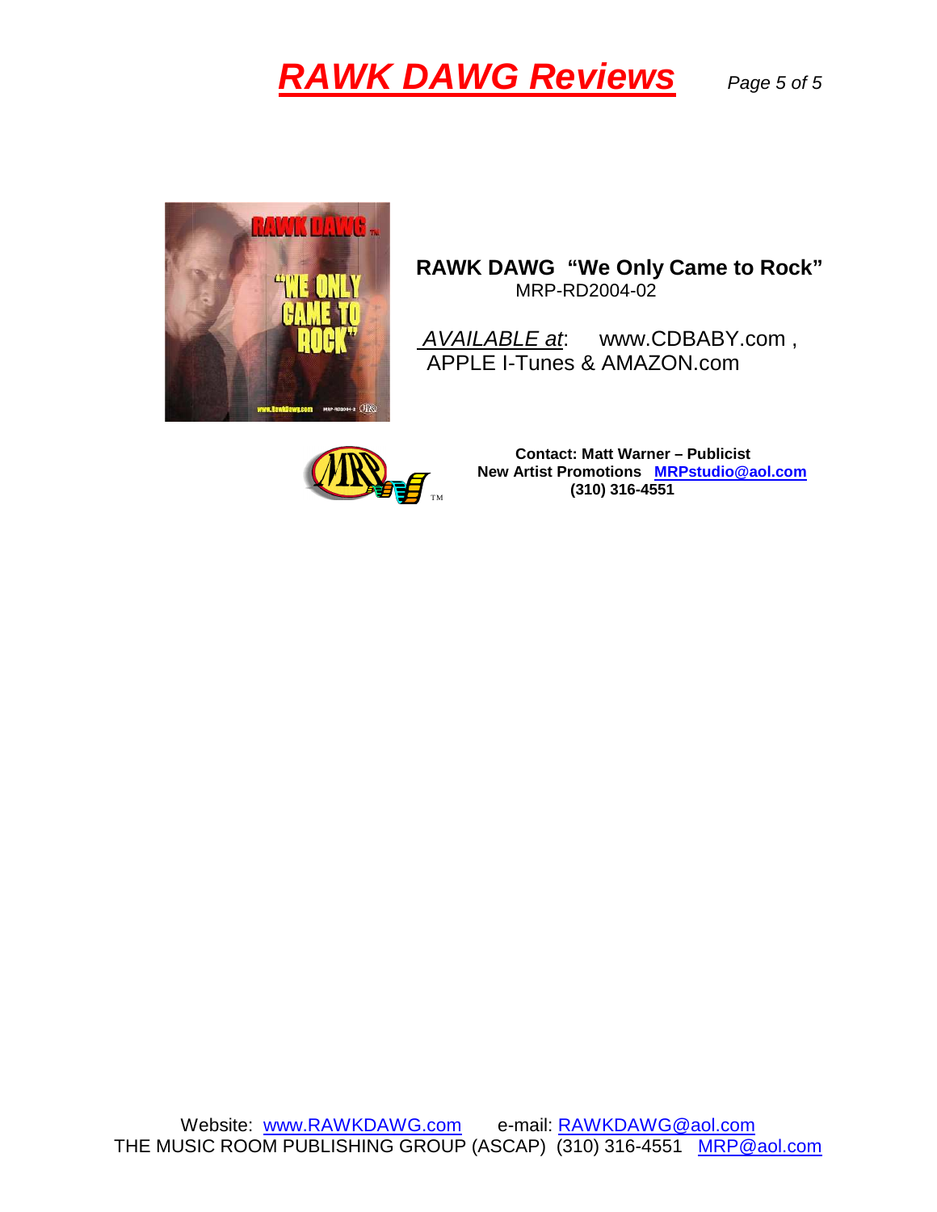**RAWK DAWG "We Only Came to Rock"**
MRP-RD2004-02

*AVAILABLE at*: www.CDBABY.com , APPLE I-Tunes & AMAZON.com

**Contact: Matt Warner – Publicist**
**New Artist Promotions [MRPstudio@aol.com](mailto:MRPstudio@aol.com)**
**(310) 316-4551**

Website: [www.RAWKDAWG.com](http://www.RAWKDAWG.com) e-mail: [RAWKDAWG@aol.com](mailto:RAWKDAWG@aol.com)
THE MUSIC ROOM PUBLISHING GROUP (ASCAP) (310) 316-4551 [MRP@aol.com](mailto:MRP@aol.com)